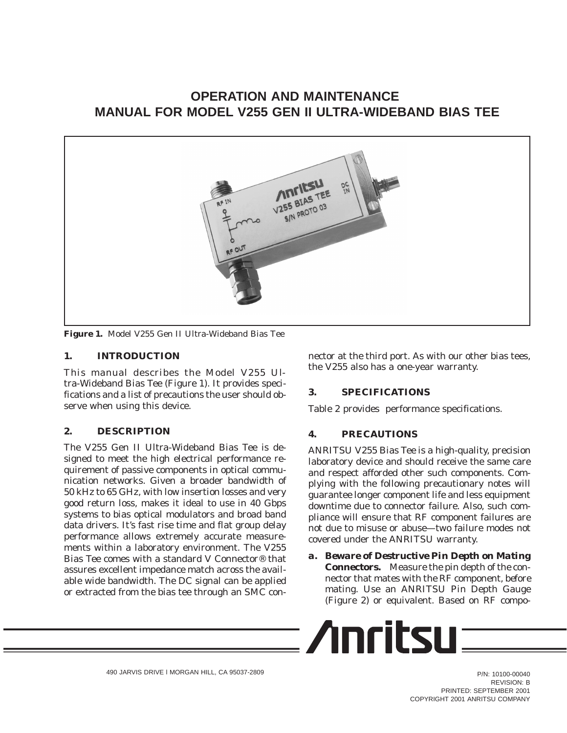# OPERATION AND MAINTENANCE MANUAL FOR MODEL V255 GEN II ULTRA-WIDEBAND BIAS TEE

**Figure 1.** Model V255 Gen II Ultra-Wideband Bias Tee

## 1. INTRODUCTION

This manual describes the Model V255 Ultra-Wideband Bias Tee (Figure 1). It provides specifications and a list of precautions the user should observe when using this device.

## 2. DESCRIPTION

The V255 Gen II Ultra-Wideband Bias Tee is designed to meet the high electrical performance requirement of passive components in optical communication networks. Given a broader bandwidth of 50 kHz to 65 GHz, with low insertion losses and very good return loss, makes it ideal to use in 40 Gbps systems to bias optical modulators and broad band data drivers. It's fast rise time and flat group delay performance allows extremely accurate measurements within a laboratory environment. The V255 Bias Tee comes with a standard V Connector® that assures excellent impedance match across the available wide bandwidth. The DC signal can be applied or extracted from the bias tee through an SMC connector at the third port. As with our other bias tees, the V255 also has a one-year warranty.

## 3. SPECIFICATIONS

Table 2 provides performance specifications.

## 4. PRECAUTIONS

ANRITSU V255 Bias Tee is a high-quality, precision laboratory device and should receive the same care and respect afforded other such components. Complying with the following precautionary notes will guarantee longer component life and less equipment downtime due to connector failure. Also, such compliance will ensure that RF component failures are not due to misuse or abuse—two failure modes not covered under the ANRITSU warranty.

**a. Beware of Destructive Pin Depth on Mating Connectors.** Measure the pin depth of the connector that mates with the RF component, before mating. Use an ANRITSU Pin Depth Gauge (Figure 2) or equivalent. Based on RF compo-

490 JARVIS DRIVE l MORGAN HILL, CA 95037-2809

P/N: 10100-00040
REVISION: B
PRINTED: SEPTEMBER 2001
COPYRIGHT 2001 ANRITSU COMPANY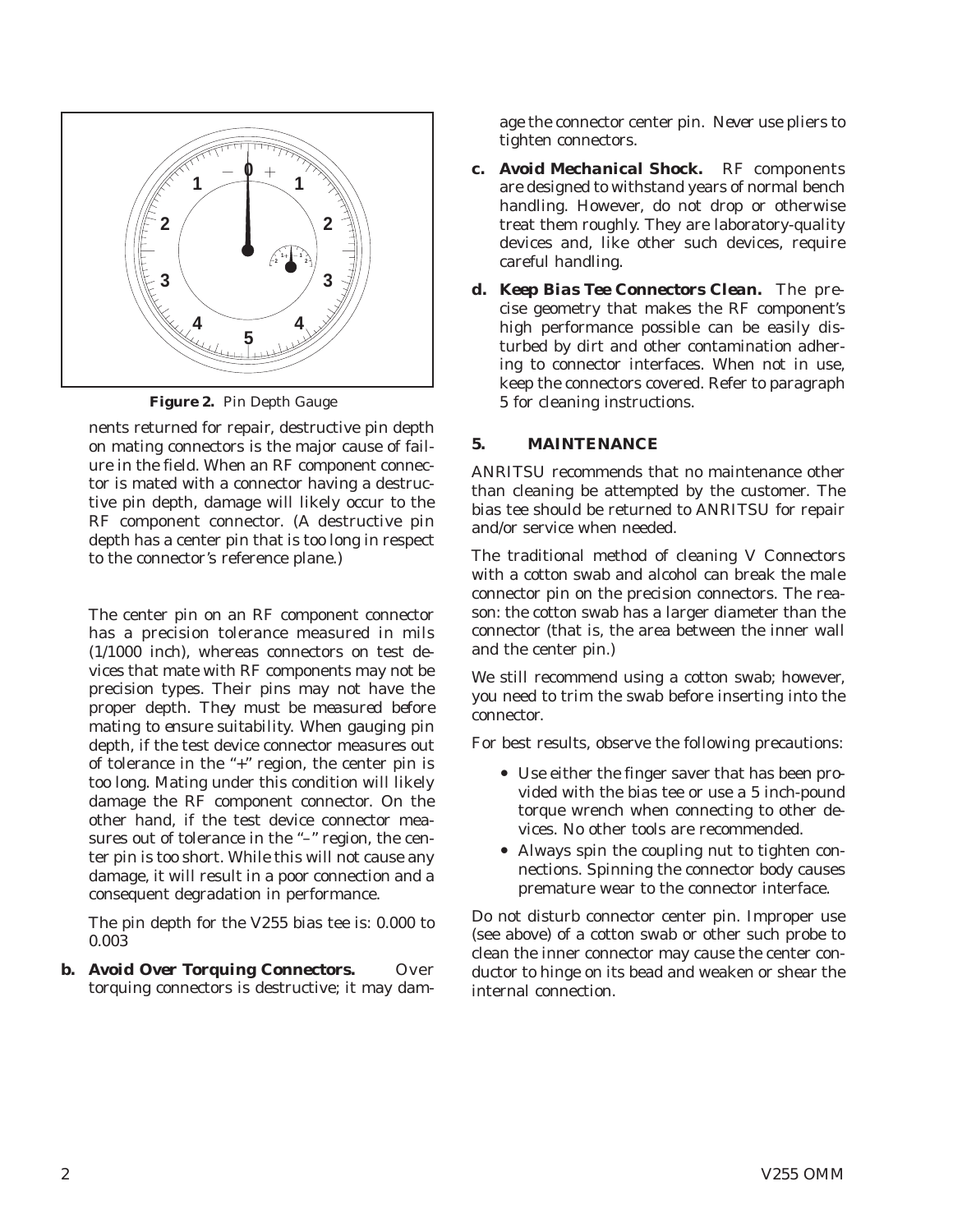**Figure 2.** Pin Depth Gauge

nents returned for repair, destructive pin depth on mating connectors is the major cause of failure in the field. When an RF component connector is mated with a connector having a destructive pin depth, damage will likely occur to the RF component connector. (A destructive pin depth has a center pin that is too long in respect to the connector's reference plane.)

The center pin on an RF component connector has a precision tolerance measured in mils (1/1000 inch), whereas connectors on test devices that mate with RF components may not be precision types. Their pins may not have the proper depth. *They must be measured before mating to ensure suitability.* When gauging pin depth, if the test device connector measures out of tolerance in the "+" region, the center pin is too long. Mating under this condition will likely damage the RF component connector. On the other hand, if the test device connector measures out of tolerance in the "–" region, the center pin is too short. While this will not cause any damage, it will result in a poor connection and a consequent degradation in performance.

The pin depth for the V255 bias tee is: 0.000 to 0.003

**b. *Avoid Over Torquing Connectors.*** Over torquing connectors is destructive; it may damage the connector center pin. *Never* use pliers to tighten connectors.

**c. *Avoid Mechanical Shock.*** RF components are designed to withstand years of normal bench handling. However, do not drop or otherwise treat them roughly. They are laboratory-quality devices and, like other such devices, require careful handling.

**d. *Keep Bias Tee Connectors Clean.*** The precise geometry that makes the RF component's high performance possible can be easily disturbed by dirt and other contamination adhering to connector interfaces. When not in use, keep the connectors covered. Refer to paragraph 5 for cleaning instructions.

## 5. MAINTENANCE

ANRITSU recommends that no maintenance other than cleaning be attempted by the customer. The bias tee should be returned to ANRITSU for repair and/or service when needed.

The traditional method of cleaning V Connectors with a cotton swab and alcohol can break the male connector pin on the precision connectors. The reason: the cotton swab has a larger diameter than the connector (that is, the area between the inner wall and the center pin.)

We still recommend using a cotton swab; however, you need to trim the swab before inserting into the connector.

For best results, observe the following precautions:

- Use either the finger saver that has been provided with the bias tee or use a 5 inch-pound torque wrench when connecting to other devices. No other tools are recommended.
- Always spin the coupling nut to tighten connections. Spinning the connector body causes premature wear to the connector interface.

Do not disturb connector center pin. Improper use (see above) of a cotton swab or other such probe to clean the inner connector may cause the center conductor to hinge on its bead and weaken or shear the internal connection.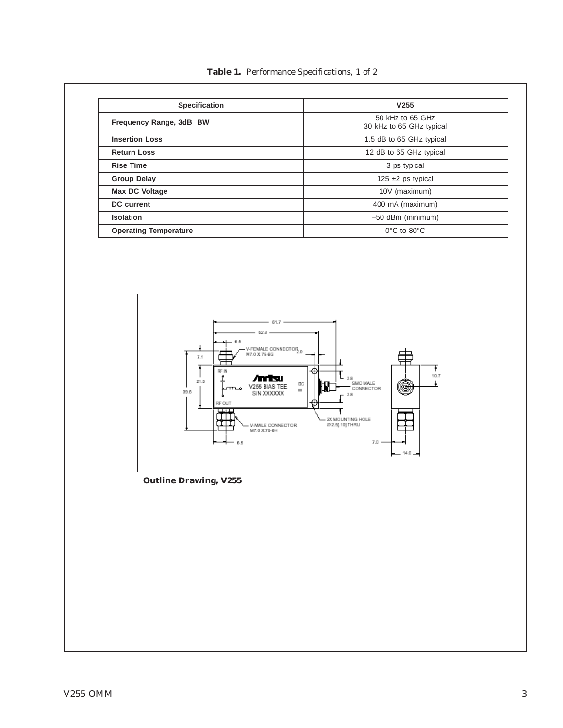**Table 1.** *Performance Specifications, 1 of 2*

| Specification | V255 |
|---|---|
| **Frequency Range, 3dB BW** | 50 kHz to 65 GHz<br>30 kHz to 65 GHz typical |
| **Insertion Loss** | 1.5 dB to 65 GHz typical |
| **Return Loss** | 12 dB to 65 GHz typical |
| **Rise Time** | 3 ps typical |
| **Group Delay** | 125 ±2 ps typical |
| **Max DC Voltage** | 10V (maximum) |
| **DC current** | 400 mA (maximum) |
| **Isolation** | –50 dBm (minimum) |
| **Operating Temperature** | 0°C to 80°C |

**Outline Drawing, V255**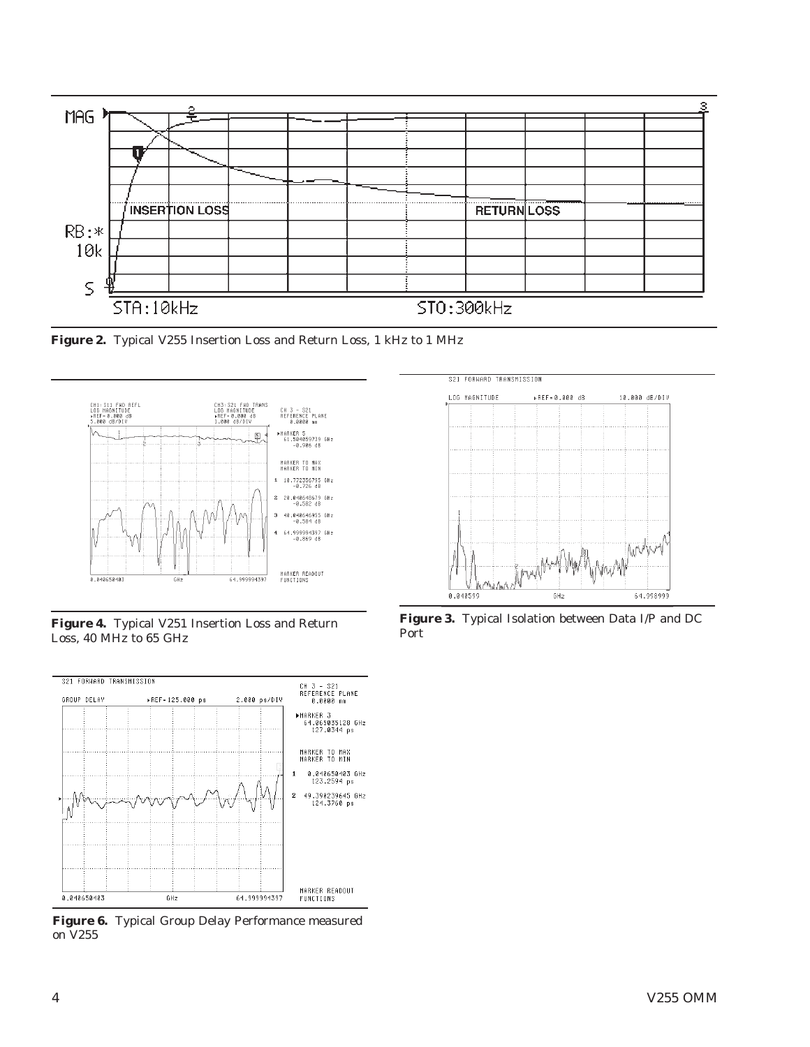MAG

RB:*
10k

S

STA:10kHz

STO:300kHz

INSERTION LOSS

RETURN LOSS

**Figure 2.** Typical V255 Insertion Loss and Return Loss, 1 kHz to 1 MHz

CH1:S11 FWD REFL
LOG MAGNITUDE
▸REF=0.000 dB
5.000 dB/DIV

CH3:S21 FWD TRANS
LOG MAGNITUDE
▸REF=0.000 dB
1.000 dB/DIV

CH 3 - S21
REFERENCE PLANE
0.0000 mm

▸MARKER 5
61.504059739 GHz
-0.906 dB

MARKER TO MAX
MARKER TO MIN

1 10.772356795 GHz
-0.726 dB

2 20.040648679 GHz
-0.582 dB

3 40.040646955 GHz
-0.584 dB

4 64.999994397 GHz
-0.869 dB

MARKER READOUT
FUNCTIONS

0.040650403 GHz 64.999994397

**Figure 4.** Typical V251 Insertion Loss and Return Loss, 40 MHz to 65 GHz

S21 FORWARD TRANSMISSION

LOG MAGNITUDE ▸REF=0.000 dB 10.000 dB/DIV

0.040599 GHz 64.998999

**Figure 3.** Typical Isolation between Data I/P and DC Port

S21 FORWARD TRANSMISSION

GROUP DELAY ▸REF=125.000 ps 2.000 ps/DIV

CH 3 - S21
REFERENCE PLANE
0.0000 mm

▸MARKER 3
64.065035128 GHz
127.0344 ps

MARKER TO MAX
MARKER TO MIN

1 0.040650403 GHz
123.2594 ps

2 49.390239645 GHz
124.3760 ps

MARKER READOUT
FUNCTIONS

0.040650403 GHz 64.999994397

**Figure 6.** Typical Group Delay Performance measured on V255